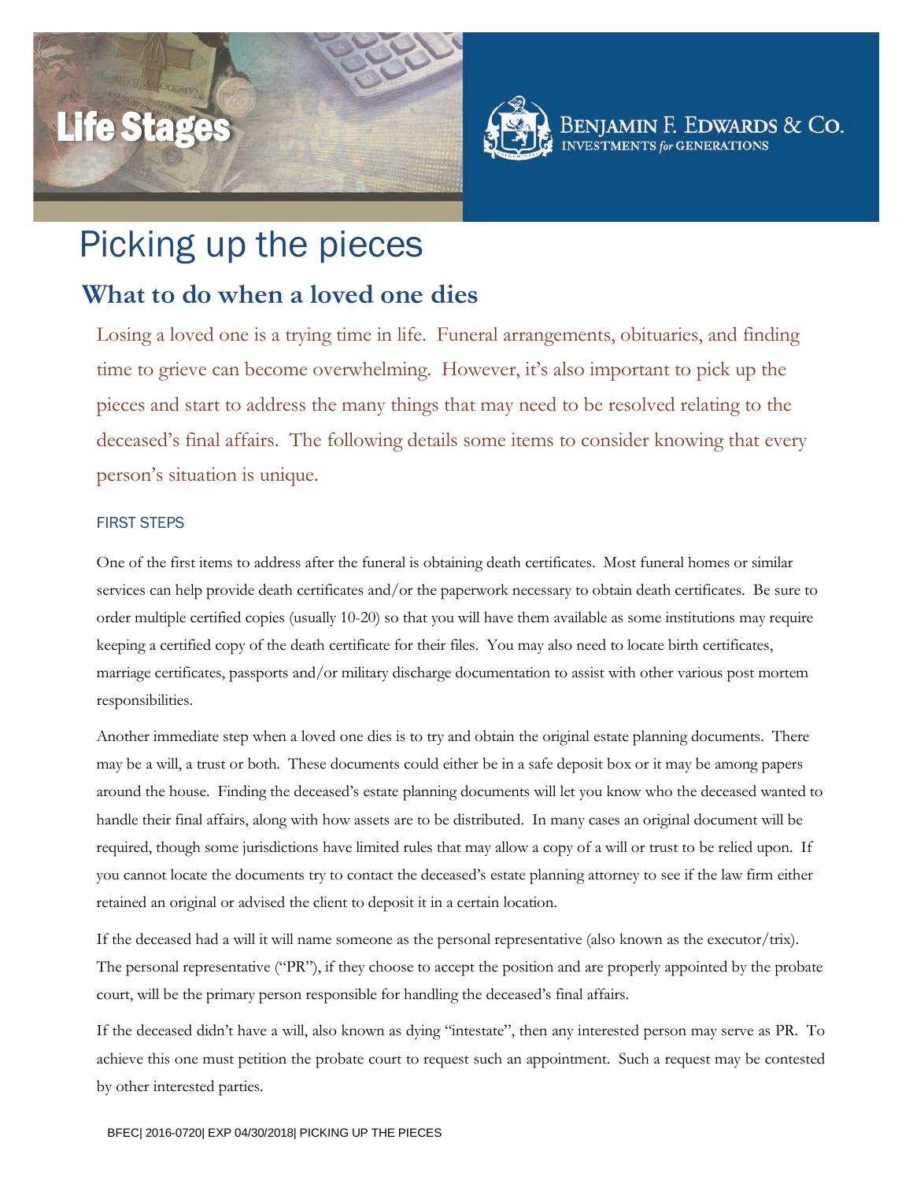Life Stages

BENJAMIN F. EDWARDS & CO.
INVESTMENTS *for* GENERATIONS

# Picking up the pieces

## What to do when a loved one dies

Losing a loved one is a trying time in life. Funeral arrangements, obituaries, and finding time to grieve can become overwhelming. However, it's also important to pick up the pieces and start to address the many things that may need to be resolved relating to the deceased's final affairs. The following details some items to consider knowing that every person's situation is unique.

### FIRST STEPS

One of the first items to address after the funeral is obtaining death certificates. Most funeral homes or similar services can help provide death certificates and/or the paperwork necessary to obtain death certificates. Be sure to order multiple certified copies (usually 10-20) so that you will have them available as some institutions may require keeping a certified copy of the death certificate for their files. You may also need to locate birth certificates, marriage certificates, passports and/or military discharge documentation to assist with other various post mortem responsibilities.

Another immediate step when a loved one dies is to try and obtain the original estate planning documents. There may be a will, a trust or both. These documents could either be in a safe deposit box or it may be among papers around the house. Finding the deceased's estate planning documents will let you know who the deceased wanted to handle their final affairs, along with how assets are to be distributed. In many cases an original document will be required, though some jurisdictions have limited rules that may allow a copy of a will or trust to be relied upon. If you cannot locate the documents try to contact the deceased's estate planning attorney to see if the law firm either retained an original or advised the client to deposit it in a certain location.

If the deceased had a will it will name someone as the personal representative (also known as the executor/trix). The personal representative ("PR"), if they choose to accept the position and are properly appointed by the probate court, will be the primary person responsible for handling the deceased's final affairs.

If the deceased didn't have a will, also known as dying "intestate", then any interested person may serve as PR. To achieve this one must petition the probate court to request such an appointment. Such a request may be contested by other interested parties.

BFEC| 2016-0720| EXP 04/30/2018| PICKING UP THE PIECES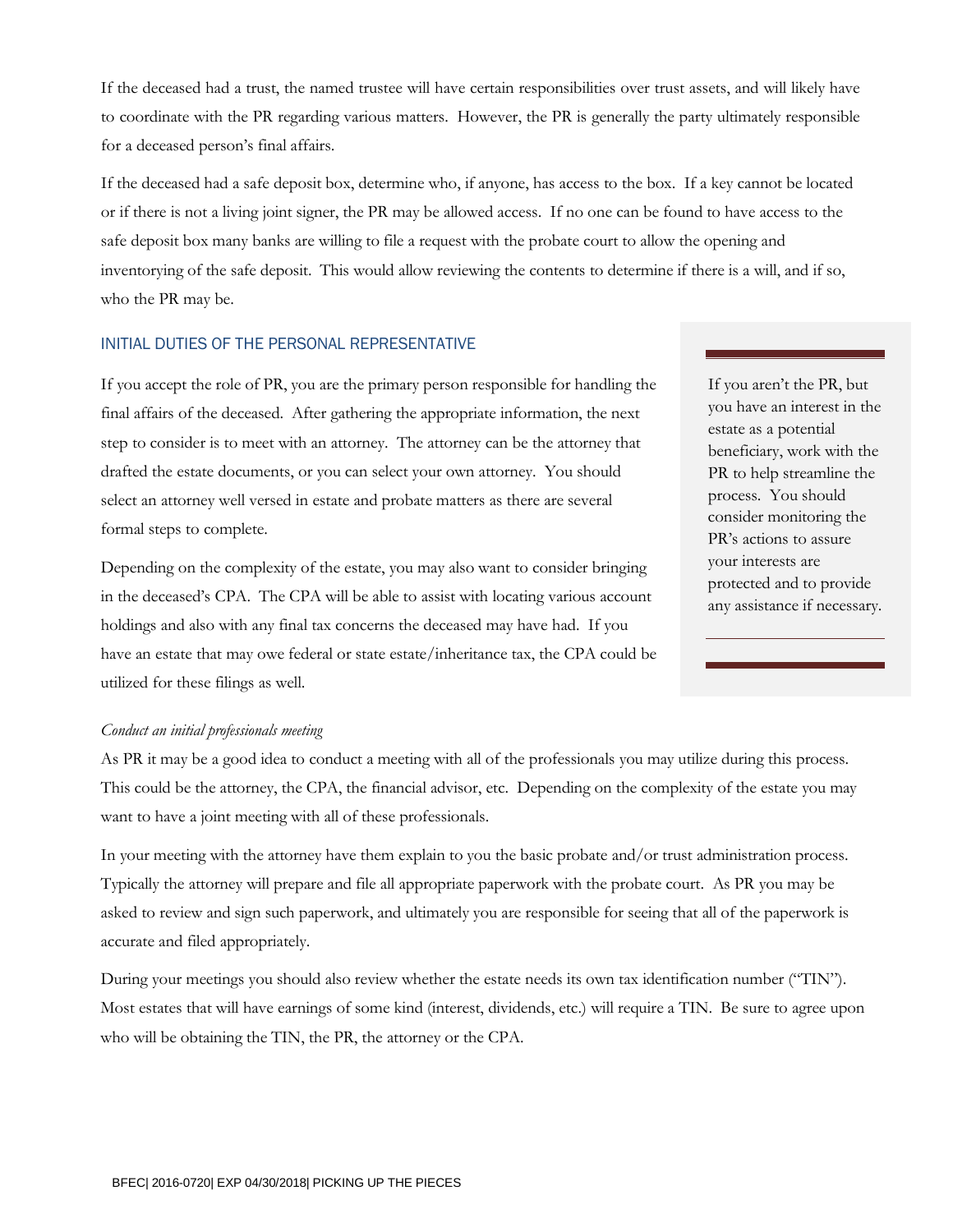If the deceased had a trust, the named trustee will have certain responsibilities over trust assets, and will likely have to coordinate with the PR regarding various matters. However, the PR is generally the party ultimately responsible for a deceased person's final affairs.

If the deceased had a safe deposit box, determine who, if anyone, has access to the box. If a key cannot be located or if there is not a living joint signer, the PR may be allowed access. If no one can be found to have access to the safe deposit box many banks are willing to file a request with the probate court to allow the opening and inventorying of the safe deposit. This would allow reviewing the contents to determine if there is a will, and if so, who the PR may be.

## INITIAL DUTIES OF THE PERSONAL REPRESENTATIVE

If you accept the role of PR, you are the primary person responsible for handling the final affairs of the deceased. After gathering the appropriate information, the next step to consider is to meet with an attorney. The attorney can be the attorney that drafted the estate documents, or you can select your own attorney. You should select an attorney well versed in estate and probate matters as there are several formal steps to complete.

Depending on the complexity of the estate, you may also want to consider bringing in the deceased's CPA. The CPA will be able to assist with locating various account holdings and also with any final tax concerns the deceased may have had. If you have an estate that may owe federal or state estate/inheritance tax, the CPA could be utilized for these filings as well.

> If you aren't the PR, but you have an interest in the estate as a potential beneficiary, work with the PR to help streamline the process. You should consider monitoring the PR's actions to assure your interests are protected and to provide any assistance if necessary.

*Conduct an initial professionals meeting*

As PR it may be a good idea to conduct a meeting with all of the professionals you may utilize during this process. This could be the attorney, the CPA, the financial advisor, etc. Depending on the complexity of the estate you may want to have a joint meeting with all of these professionals.

In your meeting with the attorney have them explain to you the basic probate and/or trust administration process. Typically the attorney will prepare and file all appropriate paperwork with the probate court. As PR you may be asked to review and sign such paperwork, and ultimately you are responsible for seeing that all of the paperwork is accurate and filed appropriately.

During your meetings you should also review whether the estate needs its own tax identification number ("TIN"). Most estates that will have earnings of some kind (interest, dividends, etc.) will require a TIN. Be sure to agree upon who will be obtaining the TIN, the PR, the attorney or the CPA.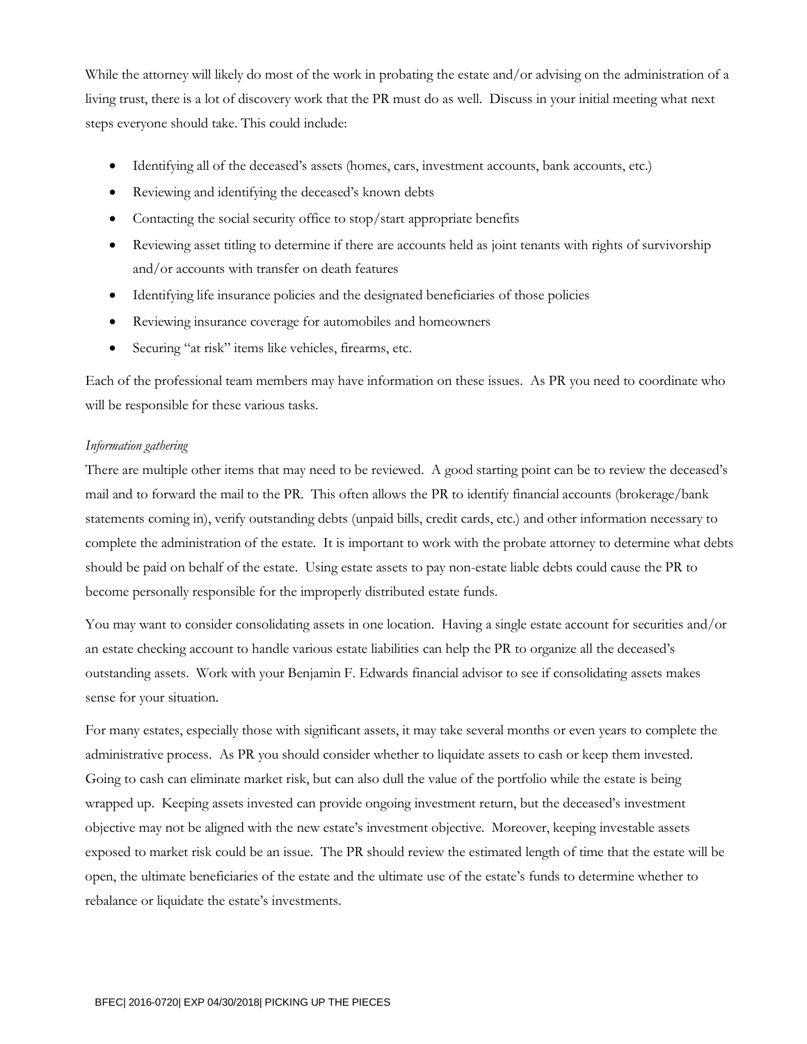While the attorney will likely do most of the work in probating the estate and/or advising on the administration of a living trust, there is a lot of discovery work that the PR must do as well. Discuss in your initial meeting what next steps everyone should take. This could include:

- Identifying all of the deceased's assets (homes, cars, investment accounts, bank accounts, etc.)
- Reviewing and identifying the deceased's known debts
- Contacting the social security office to stop/start appropriate benefits
- Reviewing asset titling to determine if there are accounts held as joint tenants with rights of survivorship and/or accounts with transfer on death features
- Identifying life insurance policies and the designated beneficiaries of those policies
- Reviewing insurance coverage for automobiles and homeowners
- Securing "at risk" items like vehicles, firearms, etc.

Each of the professional team members may have information on these issues. As PR you need to coordinate who will be responsible for these various tasks.

*Information gathering*

There are multiple other items that may need to be reviewed. A good starting point can be to review the deceased's mail and to forward the mail to the PR. This often allows the PR to identify financial accounts (brokerage/bank statements coming in), verify outstanding debts (unpaid bills, credit cards, etc.) and other information necessary to complete the administration of the estate. It is important to work with the probate attorney to determine what debts should be paid on behalf of the estate. Using estate assets to pay non-estate liable debts could cause the PR to become personally responsible for the improperly distributed estate funds.

You may want to consider consolidating assets in one location. Having a single estate account for securities and/or an estate checking account to handle various estate liabilities can help the PR to organize all the deceased's outstanding assets. Work with your Benjamin F. Edwards financial advisor to see if consolidating assets makes sense for your situation.

For many estates, especially those with significant assets, it may take several months or even years to complete the administrative process. As PR you should consider whether to liquidate assets to cash or keep them invested. Going to cash can eliminate market risk, but can also dull the value of the portfolio while the estate is being wrapped up. Keeping assets invested can provide ongoing investment return, but the deceased's investment objective may not be aligned with the new estate's investment objective. Moreover, keeping investable assets exposed to market risk could be an issue. The PR should review the estimated length of time that the estate will be open, the ultimate beneficiaries of the estate and the ultimate use of the estate's funds to determine whether to rebalance or liquidate the estate's investments.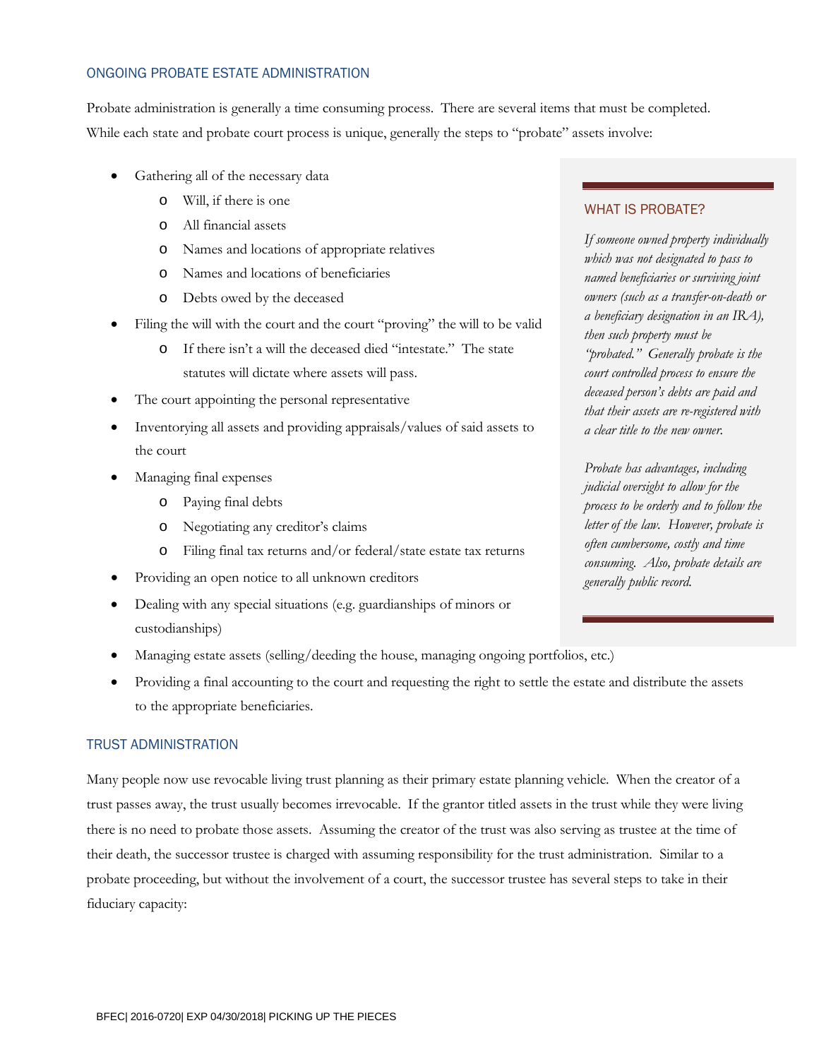## ONGOING PROBATE ESTATE ADMINISTRATION

Probate administration is generally a time consuming process. There are several items that must be completed. While each state and probate court process is unique, generally the steps to "probate" assets involve:

- Gathering all of the necessary data
  - Will, if there is one
  - All financial assets
  - Names and locations of appropriate relatives
  - Names and locations of beneficiaries
  - Debts owed by the deceased
- Filing the will with the court and the court "proving" the will to be valid
  - If there isn't a will the deceased died "intestate." The state statutes will dictate where assets will pass.
- The court appointing the personal representative
- Inventorying all assets and providing appraisals/values of said assets to the court
- Managing final expenses
  - Paying final debts
  - Negotiating any creditor's claims
  - Filing final tax returns and/or federal/state estate tax returns
- Providing an open notice to all unknown creditors
- Dealing with any special situations (e.g. guardianships of minors or custodianships)
- Managing estate assets (selling/deeding the house, managing ongoing portfolios, etc.)
- Providing a final accounting to the court and requesting the right to settle the estate and distribute the assets to the appropriate beneficiaries.

### WHAT IS PROBATE?

*If someone owned property individually which was not designated to pass to named beneficiaries or surviving joint owners (such as a transfer-on-death or a beneficiary designation in an IRA), then such property must be "probated." Generally probate is the court controlled process to ensure the deceased person's debts are paid and that their assets are re-registered with a clear title to the new owner.*

*Probate has advantages, including judicial oversight to allow for the process to be orderly and to follow the letter of the law. However, probate is often cumbersome, costly and time consuming. Also, probate details are generally public record.*

## TRUST ADMINISTRATION

Many people now use revocable living trust planning as their primary estate planning vehicle. When the creator of a trust passes away, the trust usually becomes irrevocable. If the grantor titled assets in the trust while they were living there is no need to probate those assets. Assuming the creator of the trust was also serving as trustee at the time of their death, the successor trustee is charged with assuming responsibility for the trust administration. Similar to a probate proceeding, but without the involvement of a court, the successor trustee has several steps to take in their fiduciary capacity: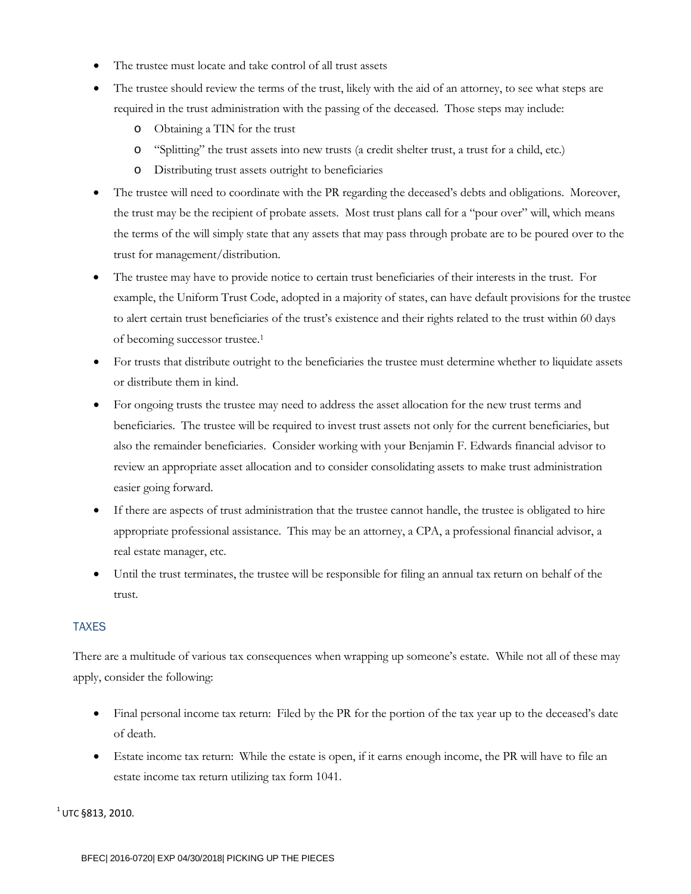- The trustee must locate and take control of all trust assets
- The trustee should review the terms of the trust, likely with the aid of an attorney, to see what steps are required in the trust administration with the passing of the deceased. Those steps may include:
  - Obtaining a TIN for the trust
  - "Splitting" the trust assets into new trusts (a credit shelter trust, a trust for a child, etc.)
  - Distributing trust assets outright to beneficiaries
- The trustee will need to coordinate with the PR regarding the deceased's debts and obligations. Moreover, the trust may be the recipient of probate assets. Most trust plans call for a "pour over" will, which means the terms of the will simply state that any assets that may pass through probate are to be poured over to the trust for management/distribution.
- The trustee may have to provide notice to certain trust beneficiaries of their interests in the trust. For example, the Uniform Trust Code, adopted in a majority of states, can have default provisions for the trustee to alert certain trust beneficiaries of the trust's existence and their rights related to the trust within 60 days of becoming successor trustee.[1]
- For trusts that distribute outright to the beneficiaries the trustee must determine whether to liquidate assets or distribute them in kind.
- For ongoing trusts the trustee may need to address the asset allocation for the new trust terms and beneficiaries. The trustee will be required to invest trust assets not only for the current beneficiaries, but also the remainder beneficiaries. Consider working with your Benjamin F. Edwards financial advisor to review an appropriate asset allocation and to consider consolidating assets to make trust administration easier going forward.
- If there are aspects of trust administration that the trustee cannot handle, the trustee is obligated to hire appropriate professional assistance. This may be an attorney, a CPA, a professional financial advisor, a real estate manager, etc.
- Until the trust terminates, the trustee will be responsible for filing an annual tax return on behalf of the trust.

## TAXES

There are a multitude of various tax consequences when wrapping up someone's estate. While not all of these may apply, consider the following:

- Final personal income tax return: Filed by the PR for the portion of the tax year up to the deceased's date of death.
- Estate income tax return: While the estate is open, if it earns enough income, the PR will have to file an estate income tax return utilizing tax form 1041.

[1] UTC §813, 2010.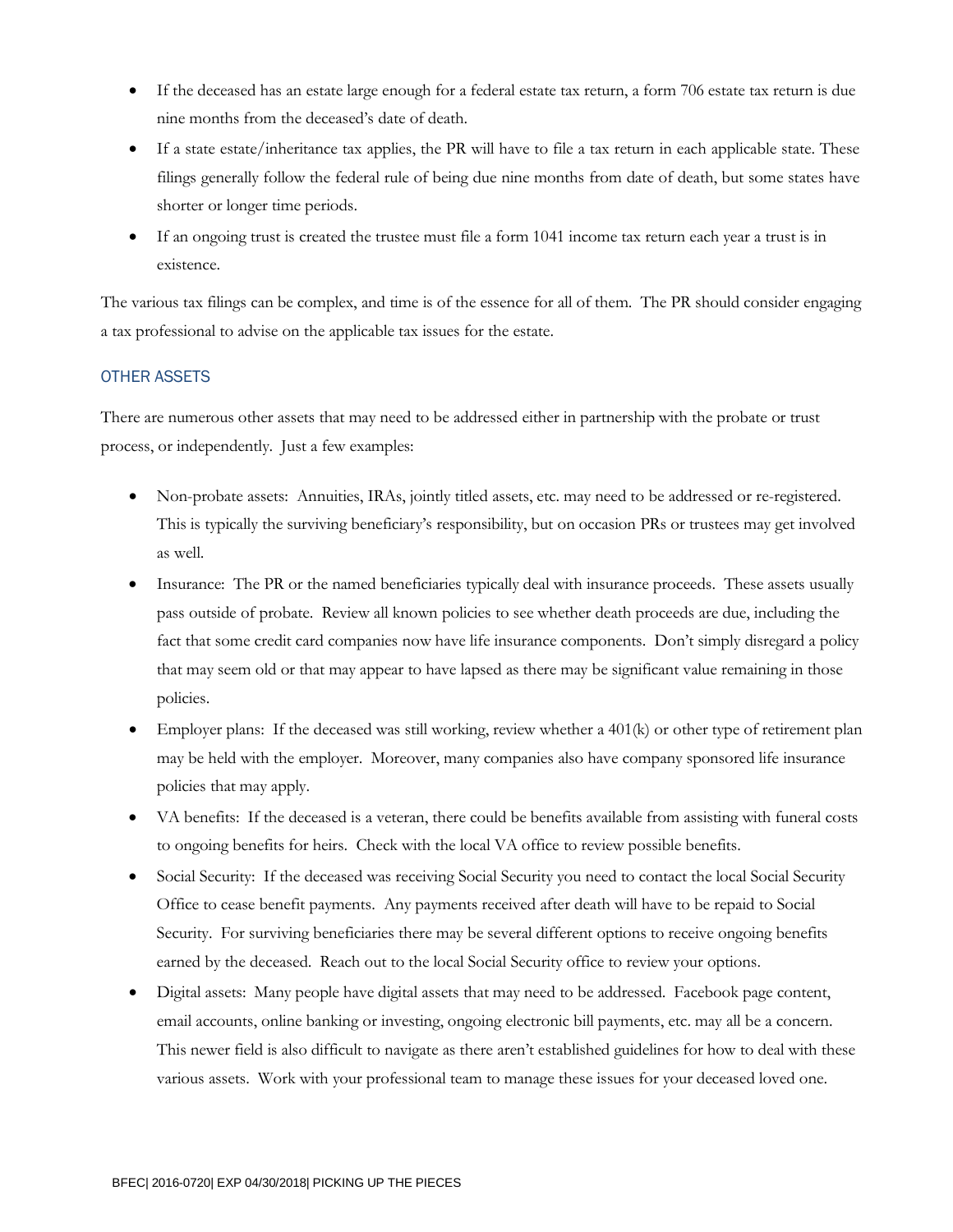- If the deceased has an estate large enough for a federal estate tax return, a form 706 estate tax return is due nine months from the deceased's date of death.
- If a state estate/inheritance tax applies, the PR will have to file a tax return in each applicable state. These filings generally follow the federal rule of being due nine months from date of death, but some states have shorter or longer time periods.
- If an ongoing trust is created the trustee must file a form 1041 income tax return each year a trust is in existence.

The various tax filings can be complex, and time is of the essence for all of them. The PR should consider engaging a tax professional to advise on the applicable tax issues for the estate.

## OTHER ASSETS

There are numerous other assets that may need to be addressed either in partnership with the probate or trust process, or independently. Just a few examples:

- Non-probate assets: Annuities, IRAs, jointly titled assets, etc. may need to be addressed or re-registered. This is typically the surviving beneficiary's responsibility, but on occasion PRs or trustees may get involved as well.
- Insurance: The PR or the named beneficiaries typically deal with insurance proceeds. These assets usually pass outside of probate. Review all known policies to see whether death proceeds are due, including the fact that some credit card companies now have life insurance components. Don't simply disregard a policy that may seem old or that may appear to have lapsed as there may be significant value remaining in those policies.
- Employer plans: If the deceased was still working, review whether a 401(k) or other type of retirement plan may be held with the employer. Moreover, many companies also have company sponsored life insurance policies that may apply.
- VA benefits: If the deceased is a veteran, there could be benefits available from assisting with funeral costs to ongoing benefits for heirs. Check with the local VA office to review possible benefits.
- Social Security: If the deceased was receiving Social Security you need to contact the local Social Security Office to cease benefit payments. Any payments received after death will have to be repaid to Social Security. For surviving beneficiaries there may be several different options to receive ongoing benefits earned by the deceased. Reach out to the local Social Security office to review your options.
- Digital assets: Many people have digital assets that may need to be addressed. Facebook page content, email accounts, online banking or investing, ongoing electronic bill payments, etc. may all be a concern. This newer field is also difficult to navigate as there aren't established guidelines for how to deal with these various assets. Work with your professional team to manage these issues for your deceased loved one.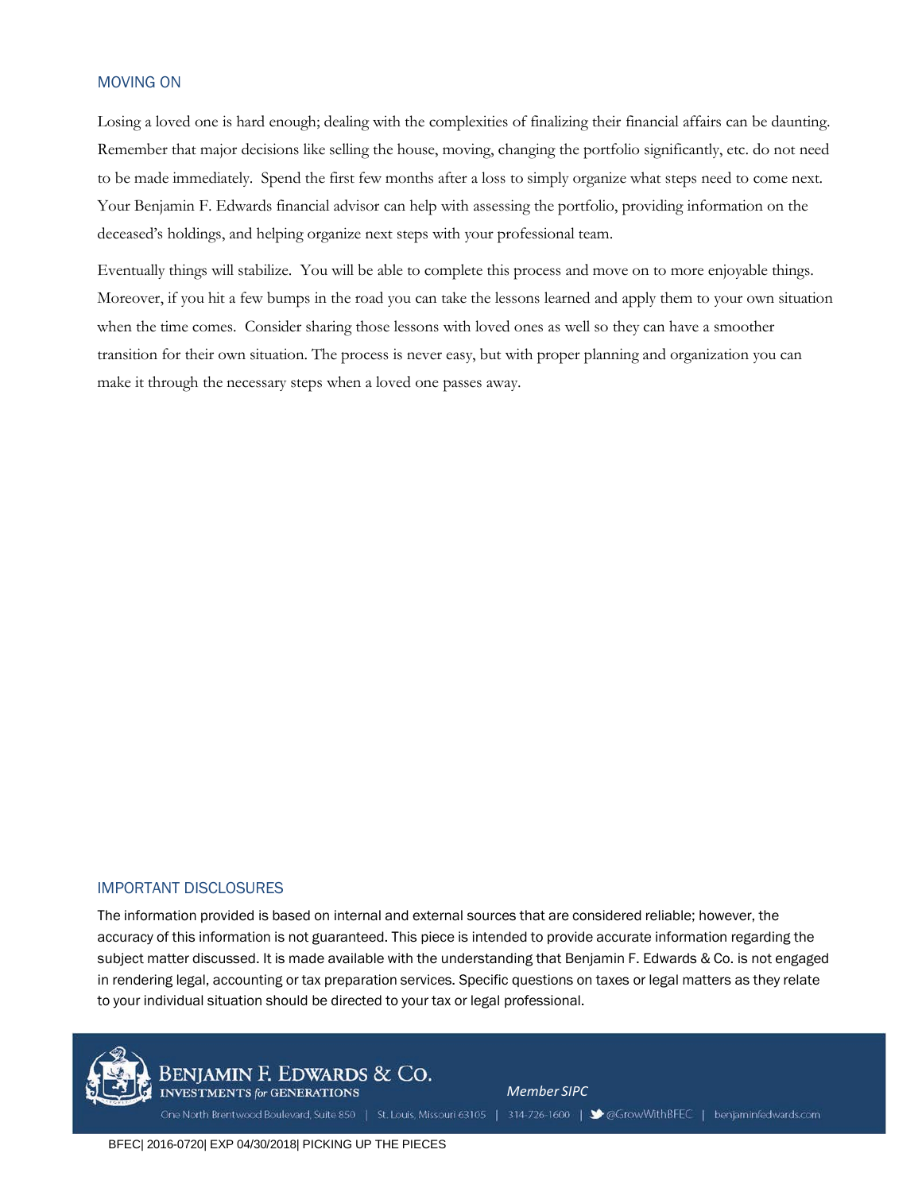## MOVING ON

Losing a loved one is hard enough; dealing with the complexities of finalizing their financial affairs can be daunting. Remember that major decisions like selling the house, moving, changing the portfolio significantly, etc. do not need to be made immediately. Spend the first few months after a loss to simply organize what steps need to come next. Your Benjamin F. Edwards financial advisor can help with assessing the portfolio, providing information on the deceased's holdings, and helping organize next steps with your professional team.

Eventually things will stabilize. You will be able to complete this process and move on to more enjoyable things. Moreover, if you hit a few bumps in the road you can take the lessons learned and apply them to your own situation when the time comes. Consider sharing those lessons with loved ones as well so they can have a smoother transition for their own situation. The process is never easy, but with proper planning and organization you can make it through the necessary steps when a loved one passes away.

## IMPORTANT DISCLOSURES

The information provided is based on internal and external sources that are considered reliable; however, the accuracy of this information is not guaranteed. This piece is intended to provide accurate information regarding the subject matter discussed. It is made available with the understanding that Benjamin F. Edwards & Co. is not engaged in rendering legal, accounting or tax preparation services. Specific questions on taxes or legal matters as they relate to your individual situation should be directed to your tax or legal professional.

BENJAMIN F. EDWARDS & CO.
INVESTMENTS *for* GENERATIONS

*Member SIPC*

One North Brentwood Boulevard, Suite 850 | St. Louis, Missouri 63105 | 314-726-1600 | @GrowWithBFEC | benjaminfedwards.com

BFEC| 2016-0720| EXP 04/30/2018| PICKING UP THE PIECES